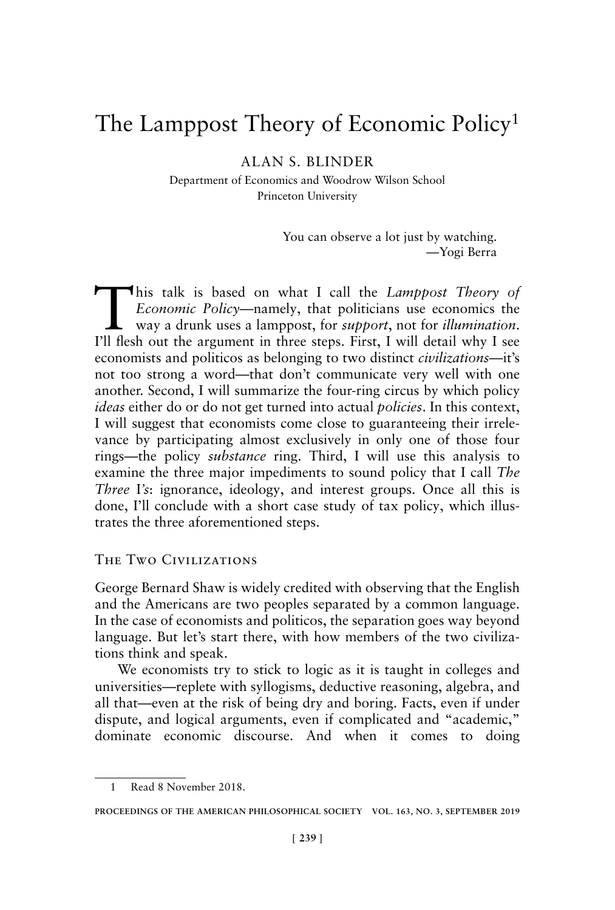# The Lamppost Theory of Economic Policy[1]

ALAN S. BLINDER

Department of Economics and Woodrow Wilson School
Princeton University

> You can observe a lot just by watching.
> —Yogi Berra

This talk is based on what I call the *Lamppost Theory of Economic Policy*—namely, that politicians use economics the way a drunk uses a lamppost, for *support*, not for *illumination*. I'll flesh out the argument in three steps. First, I will detail why I see economists and politicos as belonging to two distinct *civilizations*—it's not too strong a word—that don't communicate very well with one another. Second, I will summarize the four-ring circus by which policy *ideas* either do or do not get turned into actual *policies*. In this context, I will suggest that economists come close to guaranteeing their irrelevance by participating almost exclusively in only one of those four rings—the policy *substance* ring. Third, I will use this analysis to examine the three major impediments to sound policy that I call *The Three I's*: ignorance, ideology, and interest groups. Once all this is done, I'll conclude with a short case study of tax policy, which illustrates the three aforementioned steps.

## The Two Civilizations

George Bernard Shaw is widely credited with observing that the English and the Americans are two peoples separated by a common language. In the case of economists and politicos, the separation goes way beyond language. But let's start there, with how members of the two civilizations think and speak.

We economists try to stick to logic as it is taught in colleges and universities—replete with syllogisms, deductive reasoning, algebra, and all that—even at the risk of being dry and boring. Facts, even if under dispute, and logical arguments, even if complicated and "academic," dominate economic discourse. And when it comes to doing

---

[1] Read 8 November 2018.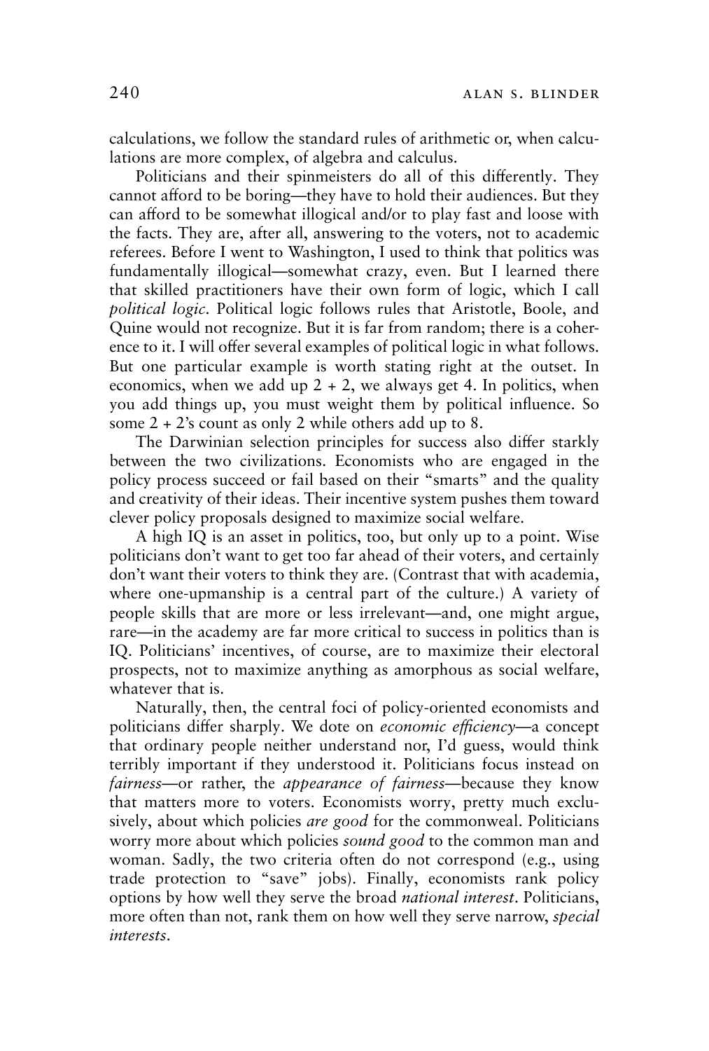calculations, we follow the standard rules of arithmetic or, when calculations are more complex, of algebra and calculus.

Politicians and their spinmeisters do all of this differently. They cannot afford to be boring—they have to hold their audiences. But they can afford to be somewhat illogical and/or to play fast and loose with the facts. They are, after all, answering to the voters, not to academic referees. Before I went to Washington, I used to think that politics was fundamentally illogical—somewhat crazy, even. But I learned there that skilled practitioners have their own form of logic, which I call *political logic*. Political logic follows rules that Aristotle, Boole, and Quine would not recognize. But it is far from random; there is a coherence to it. I will offer several examples of political logic in what follows. But one particular example is worth stating right at the outset. In economics, when we add up 2 + 2, we always get 4. In politics, when you add things up, you must weight them by political influence. So some 2 + 2's count as only 2 while others add up to 8.

The Darwinian selection principles for success also differ starkly between the two civilizations. Economists who are engaged in the policy process succeed or fail based on their "smarts" and the quality and creativity of their ideas. Their incentive system pushes them toward clever policy proposals designed to maximize social welfare.

A high IQ is an asset in politics, too, but only up to a point. Wise politicians don't want to get too far ahead of their voters, and certainly don't want their voters to think they are. (Contrast that with academia, where one-upmanship is a central part of the culture.) A variety of people skills that are more or less irrelevant—and, one might argue, rare—in the academy are far more critical to success in politics than is IQ. Politicians' incentives, of course, are to maximize their electoral prospects, not to maximize anything as amorphous as social welfare, whatever that is.

Naturally, then, the central foci of policy-oriented economists and politicians differ sharply. We dote on *economic efficiency*—a concept that ordinary people neither understand nor, I'd guess, would think terribly important if they understood it. Politicians focus instead on *fairness*—or rather, the *appearance of fairness*—because they know that matters more to voters. Economists worry, pretty much exclusively, about which policies *are good* for the commonweal. Politicians worry more about which policies *sound good* to the common man and woman. Sadly, the two criteria often do not correspond (e.g., using trade protection to "save" jobs). Finally, economists rank policy options by how well they serve the broad *national interest*. Politicians, more often than not, rank them on how well they serve narrow, *special interests*.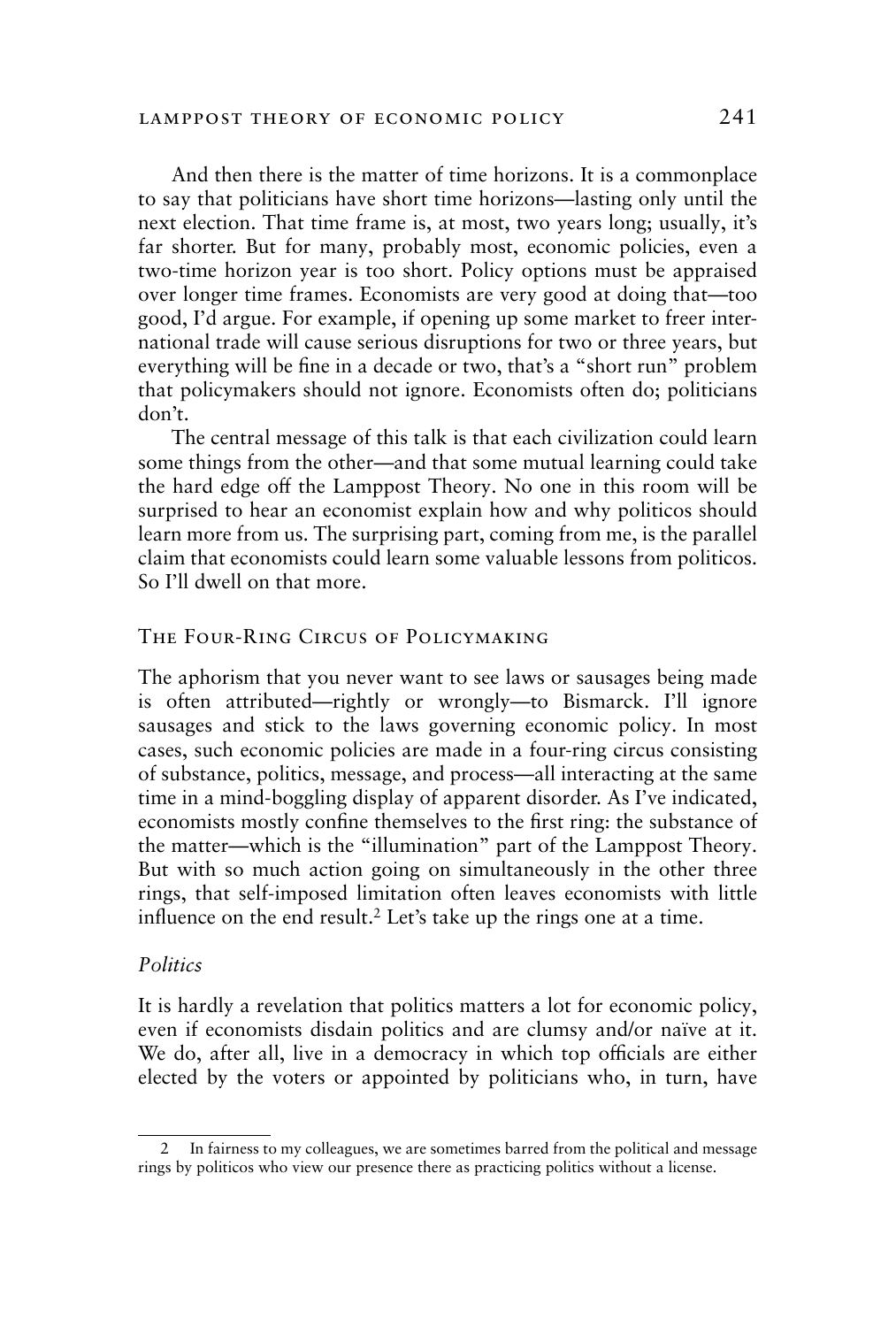And then there is the matter of time horizons. It is a commonplace to say that politicians have short time horizons—lasting only until the next election. That time frame is, at most, two years long; usually, it's far shorter. But for many, probably most, economic policies, even a two-time horizon year is too short. Policy options must be appraised over longer time frames. Economists are very good at doing that—too good, I'd argue. For example, if opening up some market to freer international trade will cause serious disruptions for two or three years, but everything will be fine in a decade or two, that's a "short run" problem that policymakers should not ignore. Economists often do; politicians don't.

The central message of this talk is that each civilization could learn some things from the other—and that some mutual learning could take the hard edge off the Lamppost Theory. No one in this room will be surprised to hear an economist explain how and why politicos should learn more from us. The surprising part, coming from me, is the parallel claim that economists could learn some valuable lessons from politicos. So I'll dwell on that more.

## The Four-Ring Circus of Policymaking

The aphorism that you never want to see laws or sausages being made is often attributed—rightly or wrongly—to Bismarck. I'll ignore sausages and stick to the laws governing economic policy. In most cases, such economic policies are made in a four-ring circus consisting of substance, politics, message, and process—all interacting at the same time in a mind-boggling display of apparent disorder. As I've indicated, economists mostly confine themselves to the first ring: the substance of the matter—which is the "illumination" part of the Lamppost Theory. But with so much action going on simultaneously in the other three rings, that self-imposed limitation often leaves economists with little influence on the end result.[2] Let's take up the rings one at a time.

### *Politics*

It is hardly a revelation that politics matters a lot for economic policy, even if economists disdain politics and are clumsy and/or naïve at it. We do, after all, live in a democracy in which top officials are either elected by the voters or appointed by politicians who, in turn, have

---

[2] In fairness to my colleagues, we are sometimes barred from the political and message rings by politicos who view our presence there as practicing politics without a license.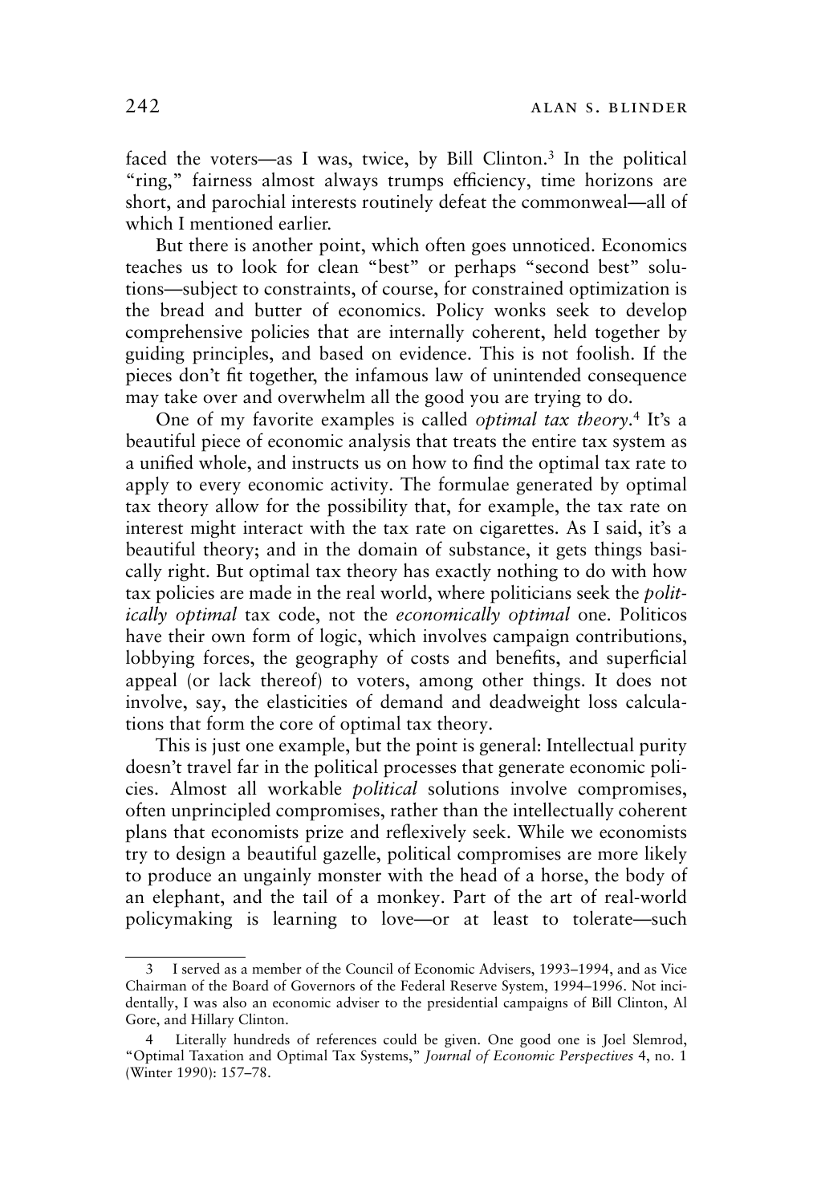faced the voters—as I was, twice, by Bill Clinton.[3] In the political "ring," fairness almost always trumps efficiency, time horizons are short, and parochial interests routinely defeat the commonweal—all of which I mentioned earlier.

But there is another point, which often goes unnoticed. Economics teaches us to look for clean "best" or perhaps "second best" solutions—subject to constraints, of course, for constrained optimization is the bread and butter of economics. Policy wonks seek to develop comprehensive policies that are internally coherent, held together by guiding principles, and based on evidence. This is not foolish. If the pieces don't fit together, the infamous law of unintended consequence may take over and overwhelm all the good you are trying to do.

One of my favorite examples is called *optimal tax theory*.[4] It's a beautiful piece of economic analysis that treats the entire tax system as a unified whole, and instructs us on how to find the optimal tax rate to apply to every economic activity. The formulae generated by optimal tax theory allow for the possibility that, for example, the tax rate on interest might interact with the tax rate on cigarettes. As I said, it's a beautiful theory; and in the domain of substance, it gets things basically right. But optimal tax theory has exactly nothing to do with how tax policies are made in the real world, where politicians seek the *politically optimal* tax code, not the *economically optimal* one. Politicos have their own form of logic, which involves campaign contributions, lobbying forces, the geography of costs and benefits, and superficial appeal (or lack thereof) to voters, among other things. It does not involve, say, the elasticities of demand and deadweight loss calculations that form the core of optimal tax theory.

This is just one example, but the point is general: Intellectual purity doesn't travel far in the political processes that generate economic policies. Almost all workable *political* solutions involve compromises, often unprincipled compromises, rather than the intellectually coherent plans that economists prize and reflexively seek. While we economists try to design a beautiful gazelle, political compromises are more likely to produce an ungainly monster with the head of a horse, the body of an elephant, and the tail of a monkey. Part of the art of real-world policymaking is learning to love—or at least to tolerate—such

---

3 I served as a member of the Council of Economic Advisers, 1993–1994, and as Vice Chairman of the Board of Governors of the Federal Reserve System, 1994–1996. Not incidentally, I was also an economic adviser to the presidential campaigns of Bill Clinton, Al Gore, and Hillary Clinton.

4 Literally hundreds of references could be given. One good one is Joel Slemrod, "Optimal Taxation and Optimal Tax Systems," *Journal of Economic Perspectives* 4, no. 1 (Winter 1990): 157–78.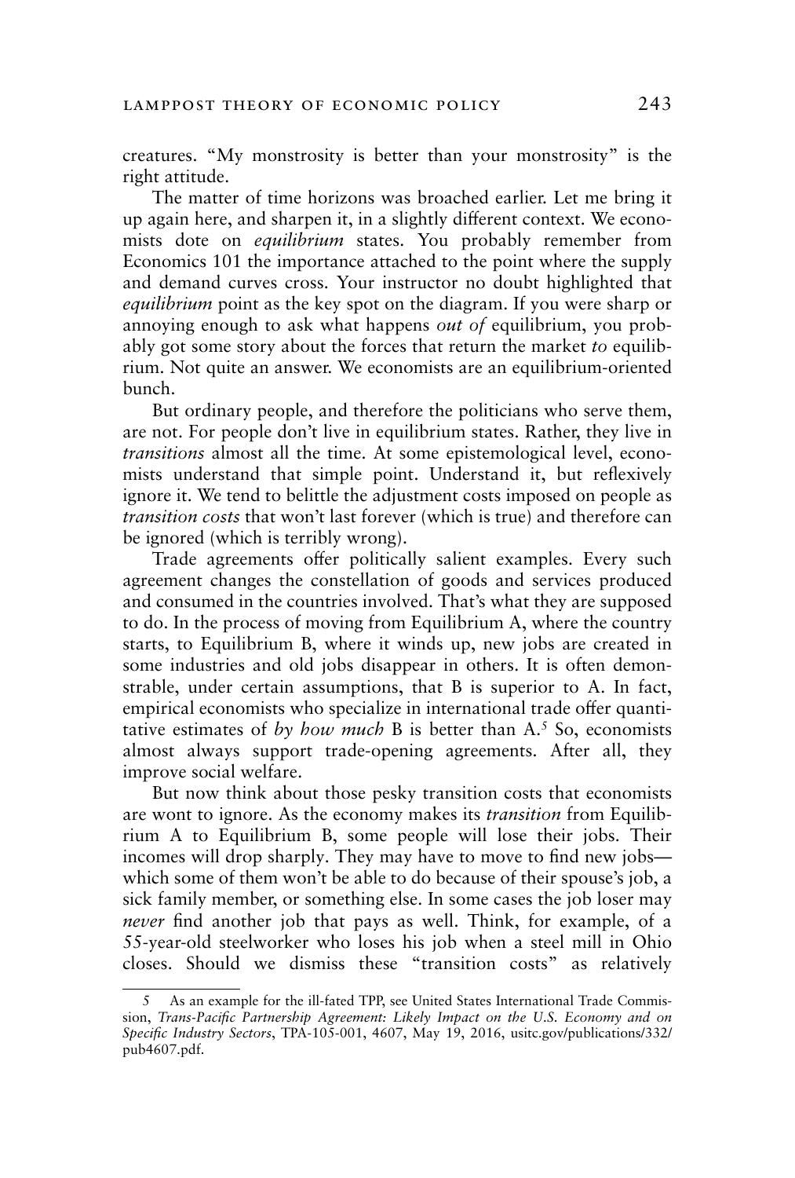creatures. "My monstrosity is better than your monstrosity" is the right attitude.

The matter of time horizons was broached earlier. Let me bring it up again here, and sharpen it, in a slightly different context. We economists dote on *equilibrium* states. You probably remember from Economics 101 the importance attached to the point where the supply and demand curves cross. Your instructor no doubt highlighted that *equilibrium* point as the key spot on the diagram. If you were sharp or annoying enough to ask what happens *out of* equilibrium, you probably got some story about the forces that return the market *to* equilibrium. Not quite an answer. We economists are an equilibrium-oriented bunch.

But ordinary people, and therefore the politicians who serve them, are not. For people don't live in equilibrium states. Rather, they live in *transitions* almost all the time. At some epistemological level, economists understand that simple point. Understand it, but reflexively ignore it. We tend to belittle the adjustment costs imposed on people as *transition costs* that won't last forever (which is true) and therefore can be ignored (which is terribly wrong).

Trade agreements offer politically salient examples. Every such agreement changes the constellation of goods and services produced and consumed in the countries involved. That's what they are supposed to do. In the process of moving from Equilibrium A, where the country starts, to Equilibrium B, where it winds up, new jobs are created in some industries and old jobs disappear in others. It is often demonstrable, under certain assumptions, that B is superior to A. In fact, empirical economists who specialize in international trade offer quantitative estimates of *by how much* B is better than A.[5] So, economists almost always support trade-opening agreements. After all, they improve social welfare.

But now think about those pesky transition costs that economists are wont to ignore. As the economy makes its *transition* from Equilibrium A to Equilibrium B, some people will lose their jobs. Their incomes will drop sharply. They may have to move to find new jobs—which some of them won't be able to do because of their spouse's job, a sick family member, or something else. In some cases the job loser may *never* find another job that pays as well. Think, for example, of a 55-year-old steelworker who loses his job when a steel mill in Ohio closes. Should we dismiss these "transition costs" as relatively

---

5 As an example for the ill-fated TPP, see United States International Trade Commission, *Trans-Pacific Partnership Agreement: Likely Impact on the U.S. Economy and on Specific Industry Sectors*, TPA-105-001, 4607, May 19, 2016, usitc.gov/publications/332/pub4607.pdf.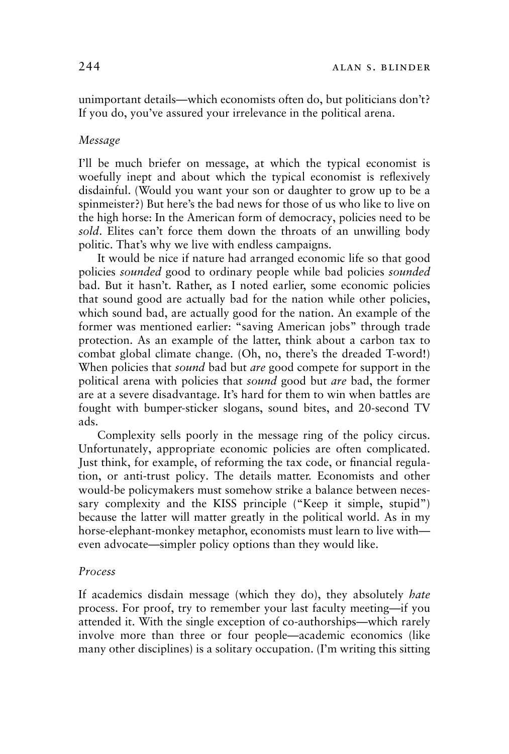unimportant details—which economists often do, but politicians don't? If you do, you've assured your irrelevance in the political arena.

### *Message*

I'll be much briefer on message, at which the typical economist is woefully inept and about which the typical economist is reflexively disdainful. (Would you want your son or daughter to grow up to be a spinmeister?) But here's the bad news for those of us who like to live on the high horse: In the American form of democracy, policies need to be *sold*. Elites can't force them down the throats of an unwilling body politic. That's why we live with endless campaigns.

It would be nice if nature had arranged economic life so that good policies *sounded* good to ordinary people while bad policies *sounded* bad. But it hasn't. Rather, as I noted earlier, some economic policies that sound good are actually bad for the nation while other policies, which sound bad, are actually good for the nation. An example of the former was mentioned earlier: "saving American jobs" through trade protection. As an example of the latter, think about a carbon tax to combat global climate change. (Oh, no, there's the dreaded T-word!) When policies that *sound* bad but *are* good compete for support in the political arena with policies that *sound* good but *are* bad, the former are at a severe disadvantage. It's hard for them to win when battles are fought with bumper-sticker slogans, sound bites, and 20-second TV ads.

Complexity sells poorly in the message ring of the policy circus. Unfortunately, appropriate economic policies are often complicated. Just think, for example, of reforming the tax code, or financial regulation, or anti-trust policy. The details matter. Economists and other would-be policymakers must somehow strike a balance between necessary complexity and the KISS principle ("Keep it simple, stupid") because the latter will matter greatly in the political world. As in my horse-elephant-monkey metaphor, economists must learn to live with—even advocate—simpler policy options than they would like.

### *Process*

If academics disdain message (which they do), they absolutely *hate* process. For proof, try to remember your last faculty meeting—if you attended it. With the single exception of co-authorships—which rarely involve more than three or four people—academic economics (like many other disciplines) is a solitary occupation. (I'm writing this sitting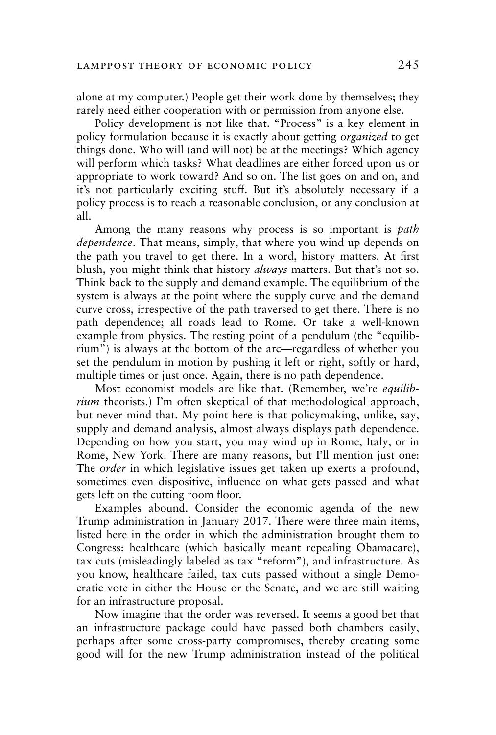alone at my computer.) People get their work done by themselves; they rarely need either cooperation with or permission from anyone else.

Policy development is not like that. "Process" is a key element in policy formulation because it is exactly about getting *organized* to get things done. Who will (and will not) be at the meetings? Which agency will perform which tasks? What deadlines are either forced upon us or appropriate to work toward? And so on. The list goes on and on, and it's not particularly exciting stuff. But it's absolutely necessary if a policy process is to reach a reasonable conclusion, or any conclusion at all.

Among the many reasons why process is so important is *path dependence*. That means, simply, that where you wind up depends on the path you travel to get there. In a word, history matters. At first blush, you might think that history *always* matters. But that's not so. Think back to the supply and demand example. The equilibrium of the system is always at the point where the supply curve and the demand curve cross, irrespective of the path traversed to get there. There is no path dependence; all roads lead to Rome. Or take a well-known example from physics. The resting point of a pendulum (the "equilibrium") is always at the bottom of the arc—regardless of whether you set the pendulum in motion by pushing it left or right, softly or hard, multiple times or just once. Again, there is no path dependence.

Most economist models are like that. (Remember, we're *equilibrium* theorists.) I'm often skeptical of that methodological approach, but never mind that. My point here is that policymaking, unlike, say, supply and demand analysis, almost always displays path dependence. Depending on how you start, you may wind up in Rome, Italy, or in Rome, New York. There are many reasons, but I'll mention just one: The *order* in which legislative issues get taken up exerts a profound, sometimes even dispositive, influence on what gets passed and what gets left on the cutting room floor.

Examples abound. Consider the economic agenda of the new Trump administration in January 2017. There were three main items, listed here in the order in which the administration brought them to Congress: healthcare (which basically meant repealing Obamacare), tax cuts (misleadingly labeled as tax "reform"), and infrastructure. As you know, healthcare failed, tax cuts passed without a single Democratic vote in either the House or the Senate, and we are still waiting for an infrastructure proposal.

Now imagine that the order was reversed. It seems a good bet that an infrastructure package could have passed both chambers easily, perhaps after some cross-party compromises, thereby creating some good will for the new Trump administration instead of the political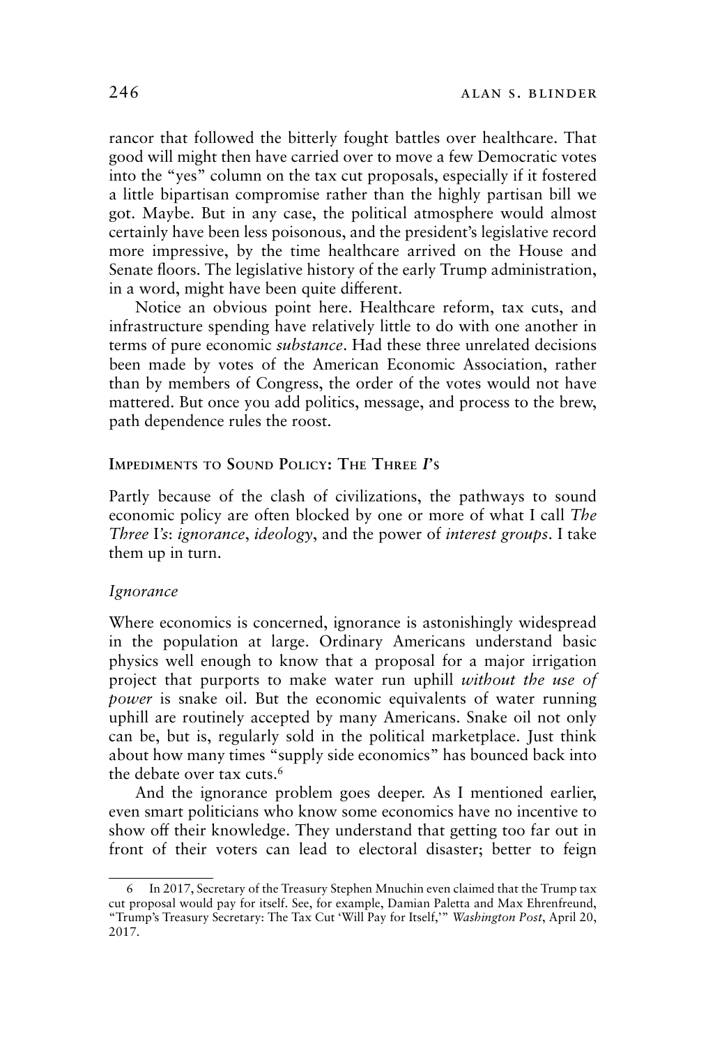rancor that followed the bitterly fought battles over healthcare. That good will might then have carried over to move a few Democratic votes into the "yes" column on the tax cut proposals, especially if it fostered a little bipartisan compromise rather than the highly partisan bill we got. Maybe. But in any case, the political atmosphere would almost certainly have been less poisonous, and the president's legislative record more impressive, by the time healthcare arrived on the House and Senate floors. The legislative history of the early Trump administration, in a word, might have been quite different.

Notice an obvious point here. Healthcare reform, tax cuts, and infrastructure spending have relatively little to do with one another in terms of pure economic *substance*. Had these three unrelated decisions been made by votes of the American Economic Association, rather than by members of Congress, the order of the votes would not have mattered. But once you add politics, message, and process to the brew, path dependence rules the roost.

## Impediments to Sound Policy: The Three *I*'s

Partly because of the clash of civilizations, the pathways to sound economic policy are often blocked by one or more of what I call *The Three* I*'s*: *ignorance*, *ideology*, and the power of *interest groups*. I take them up in turn.

### *Ignorance*

Where economics is concerned, ignorance is astonishingly widespread in the population at large. Ordinary Americans understand basic physics well enough to know that a proposal for a major irrigation project that purports to make water run uphill *without the use of power* is snake oil. But the economic equivalents of water running uphill are routinely accepted by many Americans. Snake oil not only can be, but is, regularly sold in the political marketplace. Just think about how many times "supply side economics" has bounced back into the debate over tax cuts.[6]

And the ignorance problem goes deeper. As I mentioned earlier, even smart politicians who know some economics have no incentive to show off their knowledge. They understand that getting too far out in front of their voters can lead to electoral disaster; better to feign

---

6 In 2017, Secretary of the Treasury Stephen Mnuchin even claimed that the Trump tax cut proposal would pay for itself. See, for example, Damian Paletta and Max Ehrenfreund, "Trump's Treasury Secretary: The Tax Cut 'Will Pay for Itself,'" *Washington Post*, April 20, 2017.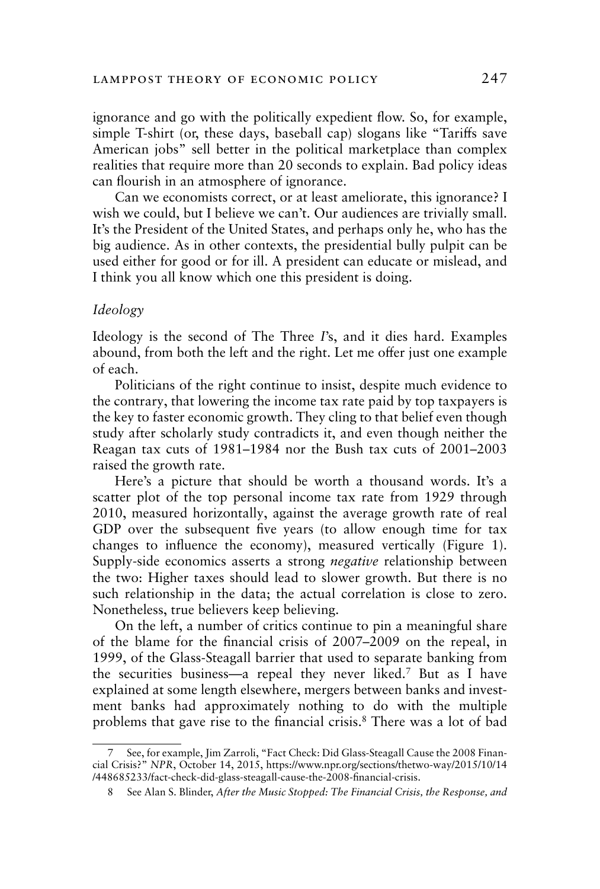ignorance and go with the politically expedient flow. So, for example, simple T-shirt (or, these days, baseball cap) slogans like "Tariffs save American jobs" sell better in the political marketplace than complex realities that require more than 20 seconds to explain. Bad policy ideas can flourish in an atmosphere of ignorance.

Can we economists correct, or at least ameliorate, this ignorance? I wish we could, but I believe we can't. Our audiences are trivially small. It's the President of the United States, and perhaps only he, who has the big audience. As in other contexts, the presidential bully pulpit can be used either for good or for ill. A president can educate or mislead, and I think you all know which one this president is doing.

*Ideology*

Ideology is the second of The Three *I*'s, and it dies hard. Examples abound, from both the left and the right. Let me offer just one example of each.

Politicians of the right continue to insist, despite much evidence to the contrary, that lowering the income tax rate paid by top taxpayers is the key to faster economic growth. They cling to that belief even though study after scholarly study contradicts it, and even though neither the Reagan tax cuts of 1981–1984 nor the Bush tax cuts of 2001–2003 raised the growth rate.

Here's a picture that should be worth a thousand words. It's a scatter plot of the top personal income tax rate from 1929 through 2010, measured horizontally, against the average growth rate of real GDP over the subsequent five years (to allow enough time for tax changes to influence the economy), measured vertically (Figure 1). Supply-side economics asserts a strong *negative* relationship between the two: Higher taxes should lead to slower growth. But there is no such relationship in the data; the actual correlation is close to zero. Nonetheless, true believers keep believing.

On the left, a number of critics continue to pin a meaningful share of the blame for the financial crisis of 2007–2009 on the repeal, in 1999, of the Glass-Steagall barrier that used to separate banking from the securities business—a repeal they never liked.[7] But as I have explained at some length elsewhere, mergers between banks and investment banks had approximately nothing to do with the multiple problems that gave rise to the financial crisis.[8] There was a lot of bad

---

7 See, for example, Jim Zarroli, "Fact Check: Did Glass-Steagall Cause the 2008 Financial Crisis?" *NPR*, October 14, 2015, https://www.npr.org/sections/thetwo-way/2015/10/14/448685233/fact-check-did-glass-steagall-cause-the-2008-financial-crisis.

8 See Alan S. Blinder, *After the Music Stopped: The Financial Crisis, the Response, and*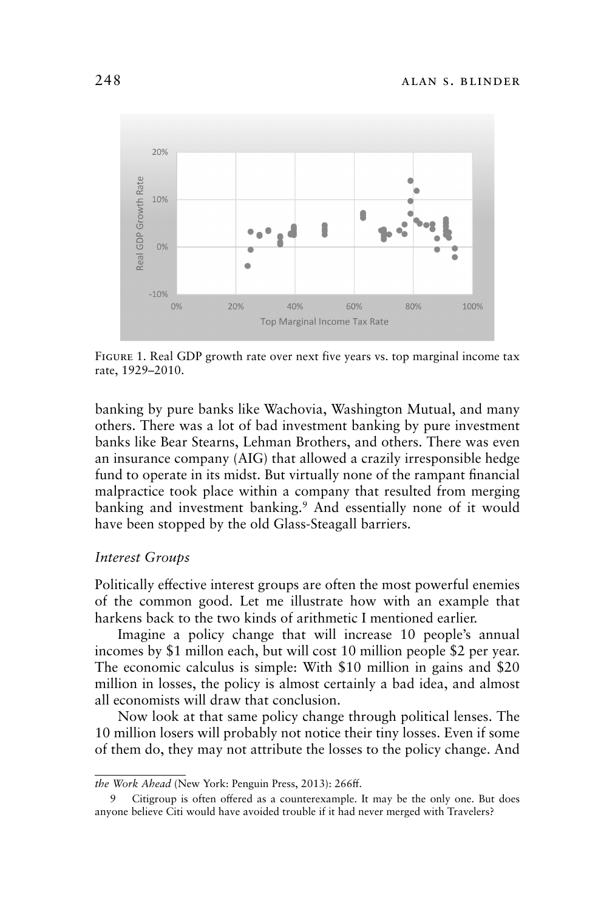Figure 1. Real GDP growth rate over next five years vs. top marginal income tax rate, 1929–2010.

banking by pure banks like Wachovia, Washington Mutual, and many others. There was a lot of bad investment banking by pure investment banks like Bear Stearns, Lehman Brothers, and others. There was even an insurance company (AIG) that allowed a crazily irresponsible hedge fund to operate in its midst. But virtually none of the rampant financial malpractice took place within a company that resulted from merging banking and investment banking.[9] And essentially none of it would have been stopped by the old Glass-Steagall barriers.

*Interest Groups*

Politically effective interest groups are often the most powerful enemies of the common good. Let me illustrate how with an example that harkens back to the two kinds of arithmetic I mentioned earlier.

Imagine a policy change that will increase 10 people's annual incomes by $1 millon each, but will cost 10 million people $2 per year. The economic calculus is simple: With $10 million in gains and $20 million in losses, the policy is almost certainly a bad idea, and almost all economists will draw that conclusion.

Now look at that same policy change through political lenses. The 10 million losers will probably not notice their tiny losses. Even if some of them do, they may not attribute the losses to the policy change. And

*the Work Ahead* (New York: Penguin Press, 2013): 266ff.

9 Citigroup is often offered as a counterexample. It may be the only one. But does anyone believe Citi would have avoided trouble if it had never merged with Travelers?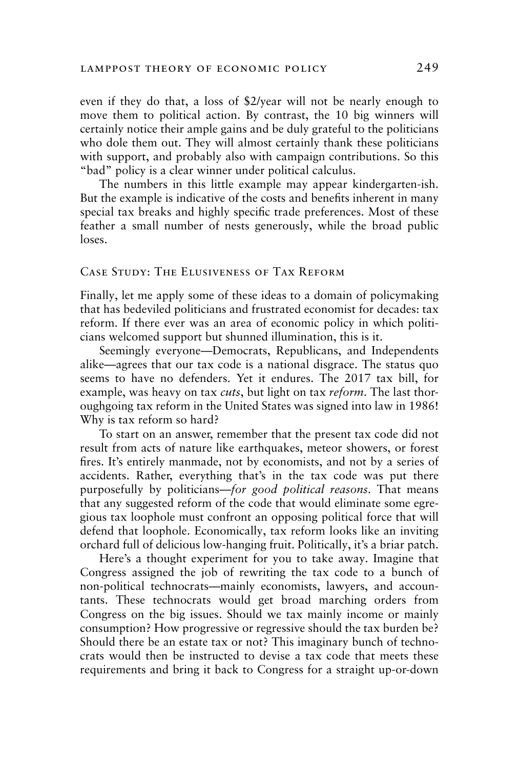even if they do that, a loss of $2/year will not be nearly enough to move them to political action. By contrast, the 10 big winners will certainly notice their ample gains and be duly grateful to the politicians who dole them out. They will almost certainly thank these politicians with support, and probably also with campaign contributions. So this "bad" policy is a clear winner under political calculus.

The numbers in this little example may appear kindergarten-ish. But the example is indicative of the costs and benefits inherent in many special tax breaks and highly specific trade preferences. Most of these feather a small number of nests generously, while the broad public loses.

## Case Study: The Elusiveness of Tax Reform

Finally, let me apply some of these ideas to a domain of policymaking that has bedeviled politicians and frustrated economist for decades: tax reform. If there ever was an area of economic policy in which politicians welcomed support but shunned illumination, this is it.

Seemingly everyone—Democrats, Republicans, and Independents alike—agrees that our tax code is a national disgrace. The status quo seems to have no defenders. Yet it endures. The 2017 tax bill, for example, was heavy on tax *cuts*, but light on tax *reform*. The last thoroughgoing tax reform in the United States was signed into law in 1986! Why is tax reform so hard?

To start on an answer, remember that the present tax code did not result from acts of nature like earthquakes, meteor showers, or forest fires. It's entirely manmade, not by economists, and not by a series of accidents. Rather, everything that's in the tax code was put there purposefully by politicians—*for good political reasons*. That means that any suggested reform of the code that would eliminate some egregious tax loophole must confront an opposing political force that will defend that loophole. Economically, tax reform looks like an inviting orchard full of delicious low-hanging fruit. Politically, it's a briar patch.

Here's a thought experiment for you to take away. Imagine that Congress assigned the job of rewriting the tax code to a bunch of non-political technocrats—mainly economists, lawyers, and accountants. These technocrats would get broad marching orders from Congress on the big issues. Should we tax mainly income or mainly consumption? How progressive or regressive should the tax burden be? Should there be an estate tax or not? This imaginary bunch of technocrats would then be instructed to devise a tax code that meets these requirements and bring it back to Congress for a straight up-or-down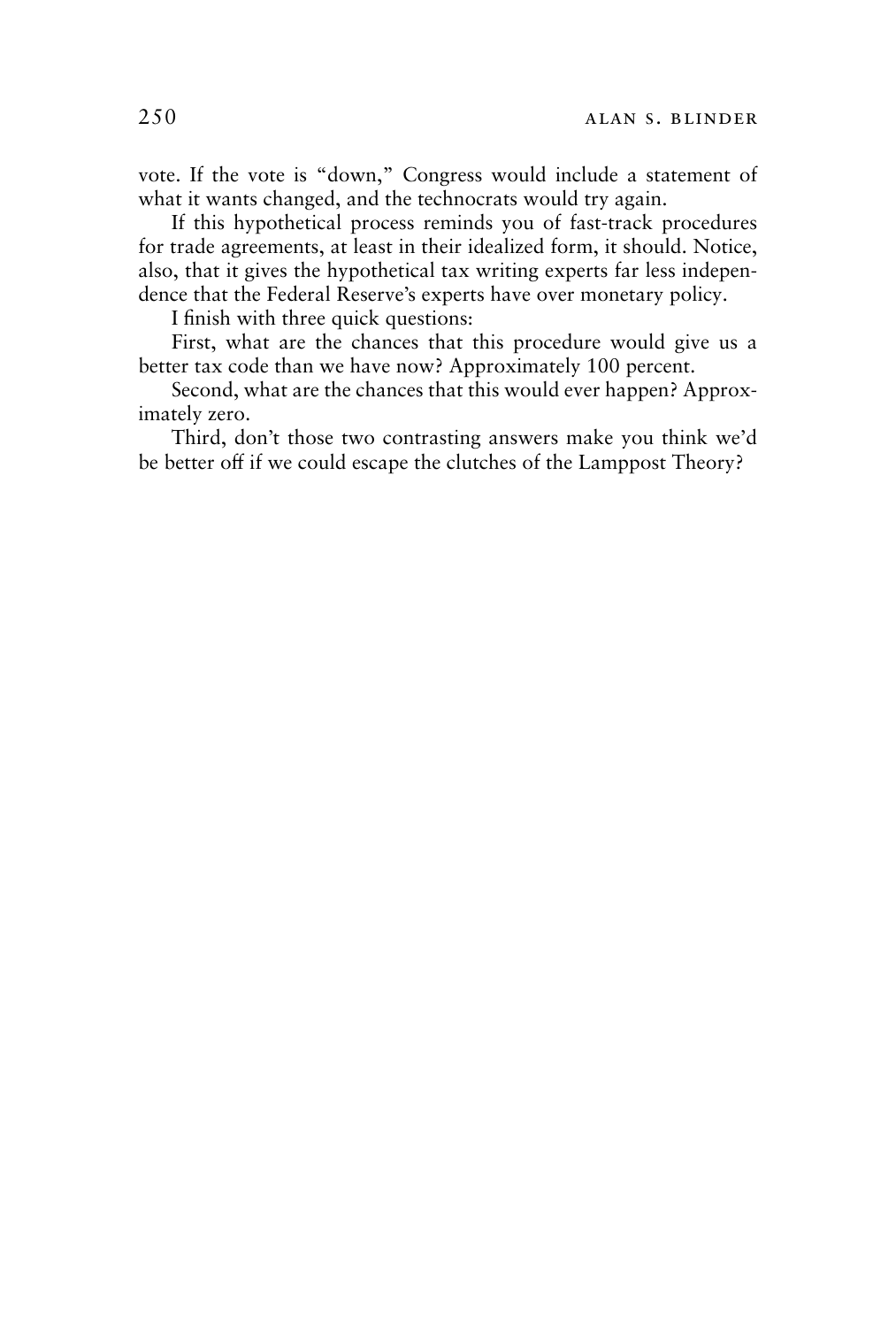vote. If the vote is "down," Congress would include a statement of what it wants changed, and the technocrats would try again.

If this hypothetical process reminds you of fast-track procedures for trade agreements, at least in their idealized form, it should. Notice, also, that it gives the hypothetical tax writing experts far less independence that the Federal Reserve's experts have over monetary policy.

I finish with three quick questions:

First, what are the chances that this procedure would give us a better tax code than we have now? Approximately 100 percent.

Second, what are the chances that this would ever happen? Approximately zero.

Third, don't those two contrasting answers make you think we'd be better off if we could escape the clutches of the Lamppost Theory?